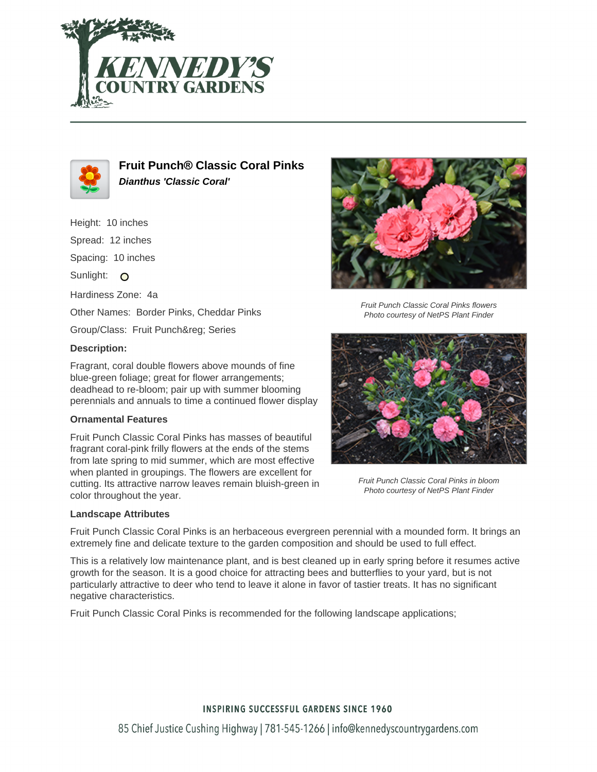## Fruit Punch® Classic Coral Pinks

***Dianthus 'Classic Coral'***

Height: 10 inches

Spread: 12 inches

Spacing: 10 inches

Sunlight:

Hardiness Zone: 4a

Other Names: Border Pinks, Cheddar Pinks

Group/Class: Fruit Punch&reg; Series

**Description:**

Fragrant, coral double flowers above mounds of fine blue-green foliage; great for flower arrangements; deadhead to re-bloom; pair up with summer blooming perennials and annuals to time a continued flower display

*Fruit Punch Classic Coral Pinks flowers*
*Photo courtesy of NetPS Plant Finder*

*Fruit Punch Classic Coral Pinks in bloom*
*Photo courtesy of NetPS Plant Finder*

**Ornamental Features**

Fruit Punch Classic Coral Pinks has masses of beautiful fragrant coral-pink frilly flowers at the ends of the stems from late spring to mid summer, which are most effective when planted in groupings. The flowers are excellent for cutting. Its attractive narrow leaves remain bluish-green in color throughout the year.

**Landscape Attributes**

Fruit Punch Classic Coral Pinks is an herbaceous evergreen perennial with a mounded form. It brings an extremely fine and delicate texture to the garden composition and should be used to full effect.

This is a relatively low maintenance plant, and is best cleaned up in early spring before it resumes active growth for the season. It is a good choice for attracting bees and butterflies to your yard, but is not particularly attractive to deer who tend to leave it alone in favor of tastier treats. It has no significant negative characteristics.

Fruit Punch Classic Coral Pinks is recommended for the following landscape applications;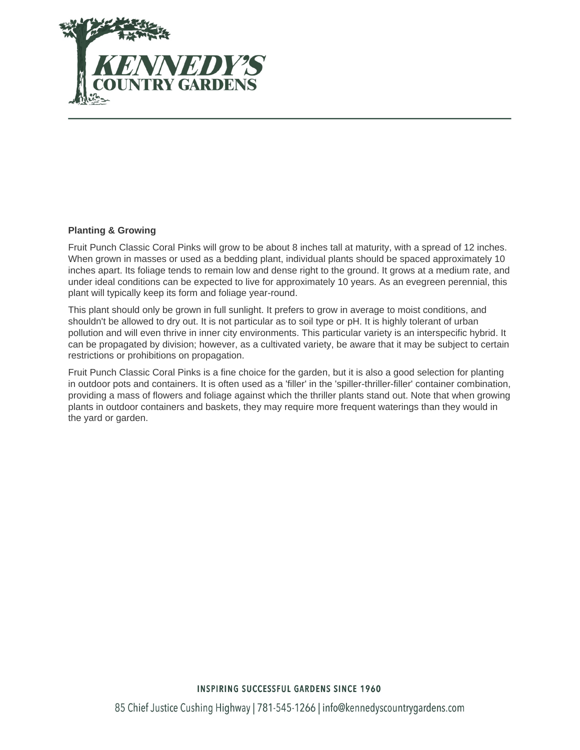## Planting & Growing

Fruit Punch Classic Coral Pinks will grow to be about 8 inches tall at maturity, with a spread of 12 inches. When grown in masses or used as a bedding plant, individual plants should be spaced approximately 10 inches apart. Its foliage tends to remain low and dense right to the ground. It grows at a medium rate, and under ideal conditions can be expected to live for approximately 10 years. As an evegreen perennial, this plant will typically keep its form and foliage year-round.

This plant should only be grown in full sunlight. It prefers to grow in average to moist conditions, and shouldn't be allowed to dry out. It is not particular as to soil type or pH. It is highly tolerant of urban pollution and will even thrive in inner city environments. This particular variety is an interspecific hybrid. It can be propagated by division; however, as a cultivated variety, be aware that it may be subject to certain restrictions or prohibitions on propagation.

Fruit Punch Classic Coral Pinks is a fine choice for the garden, but it is also a good selection for planting in outdoor pots and containers. It is often used as a 'filler' in the 'spiller-thriller-filler' container combination, providing a mass of flowers and foliage against which the thriller plants stand out. Note that when growing plants in outdoor containers and baskets, they may require more frequent waterings than they would in the yard or garden.